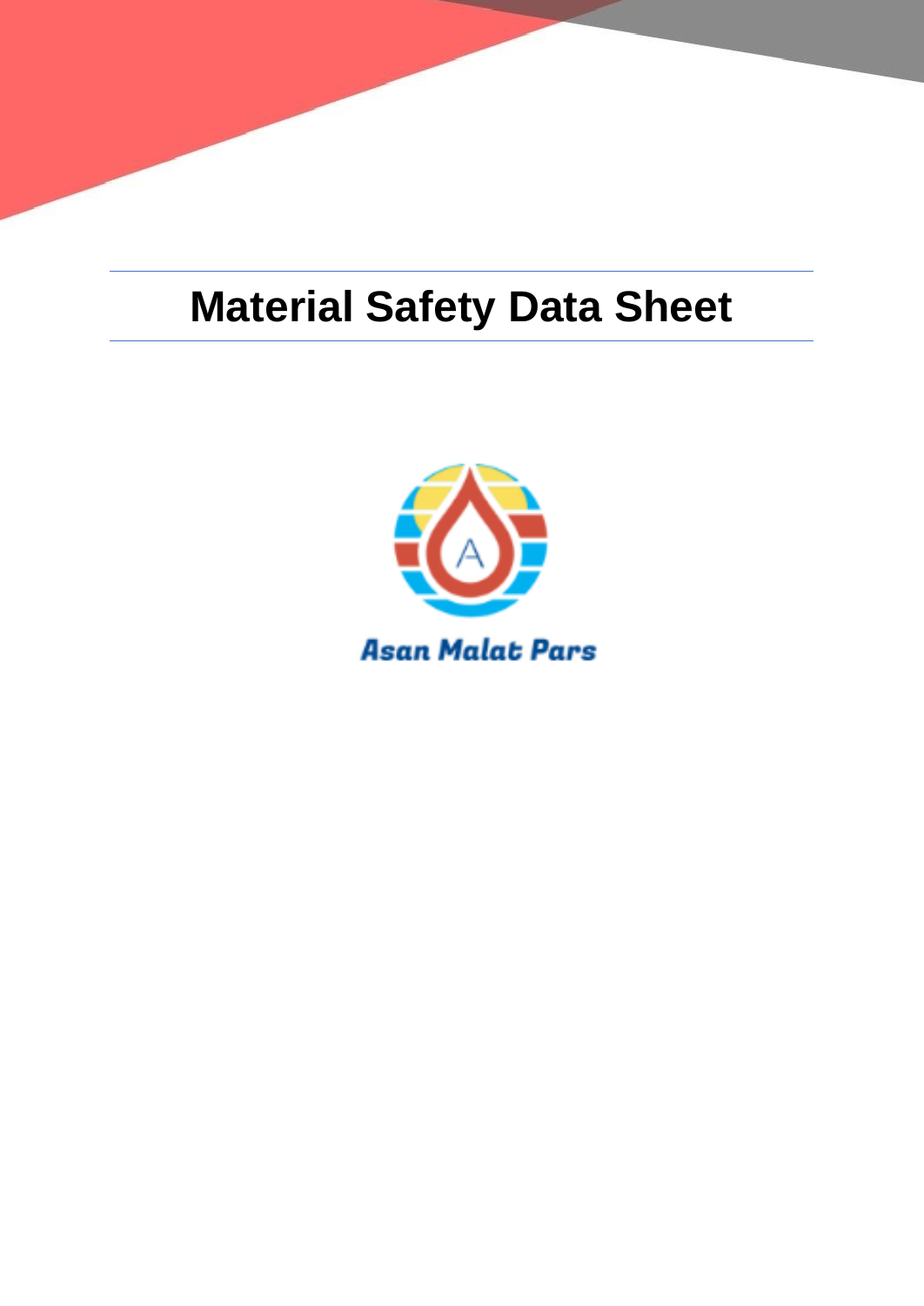# Material Safety Data Sheet

Asan Malat Pars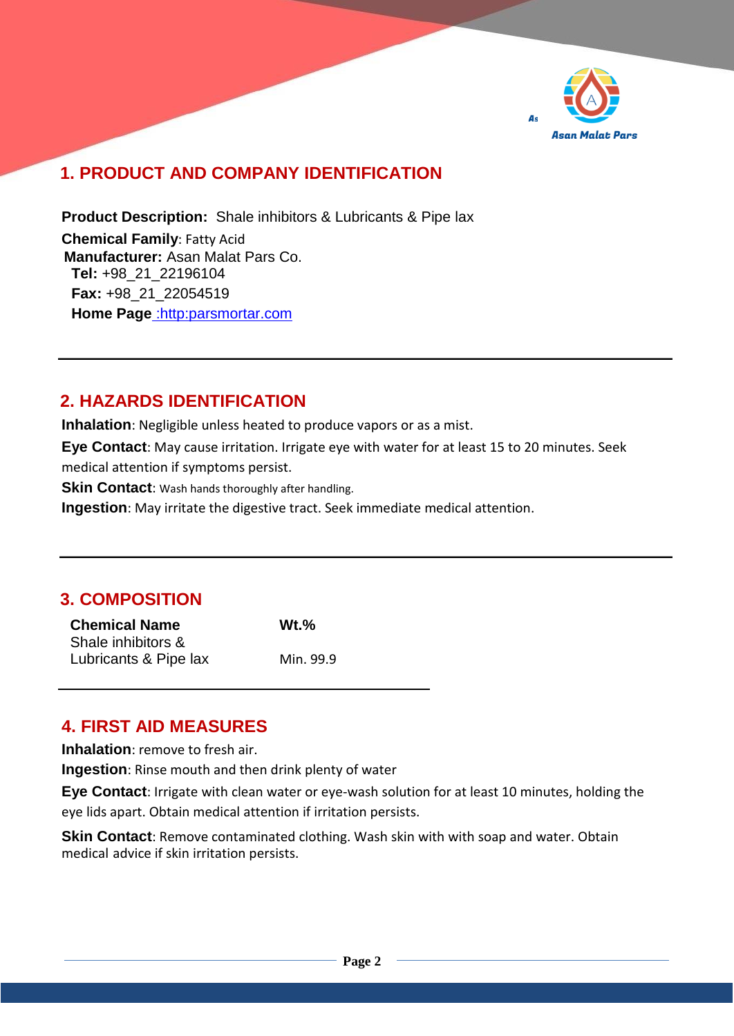## 1. PRODUCT AND COMPANY IDENTIFICATION

**Product Description:** Shale inhibitors & Lubricants & Pipe lax

**Chemical Family**: Fatty Acid

**Manufacturer:** Asan Malat Pars Co.

**Tel:** +98_21_22196104

**Fax:** +98_21_22054519

**Home Page** :http:parsmortar.com

## 2. HAZARDS IDENTIFICATION

**Inhalation**: Negligible unless heated to produce vapors or as a mist.

**Eye Contact**: May cause irritation. Irrigate eye with water for at least 15 to 20 minutes. Seek medical attention if symptoms persist.

**Skin Contact**: Wash hands thoroughly after handling.

**Ingestion**: May irritate the digestive tract. Seek immediate medical attention.

## 3. COMPOSITION

| Chemical Name | Wt.% |
|---|---|
| Shale inhibitors & Lubricants & Pipe lax | Min. 99.9 |

## 4. FIRST AID MEASURES

**Inhalation**: remove to fresh air.

**Ingestion**: Rinse mouth and then drink plenty of water

**Eye Contact**: Irrigate with clean water or eye-wash solution for at least 10 minutes, holding the eye lids apart. Obtain medical attention if irritation persists.

**Skin Contact**: Remove contaminated clothing. Wash skin with with soap and water. Obtain medical advice if skin irritation persists.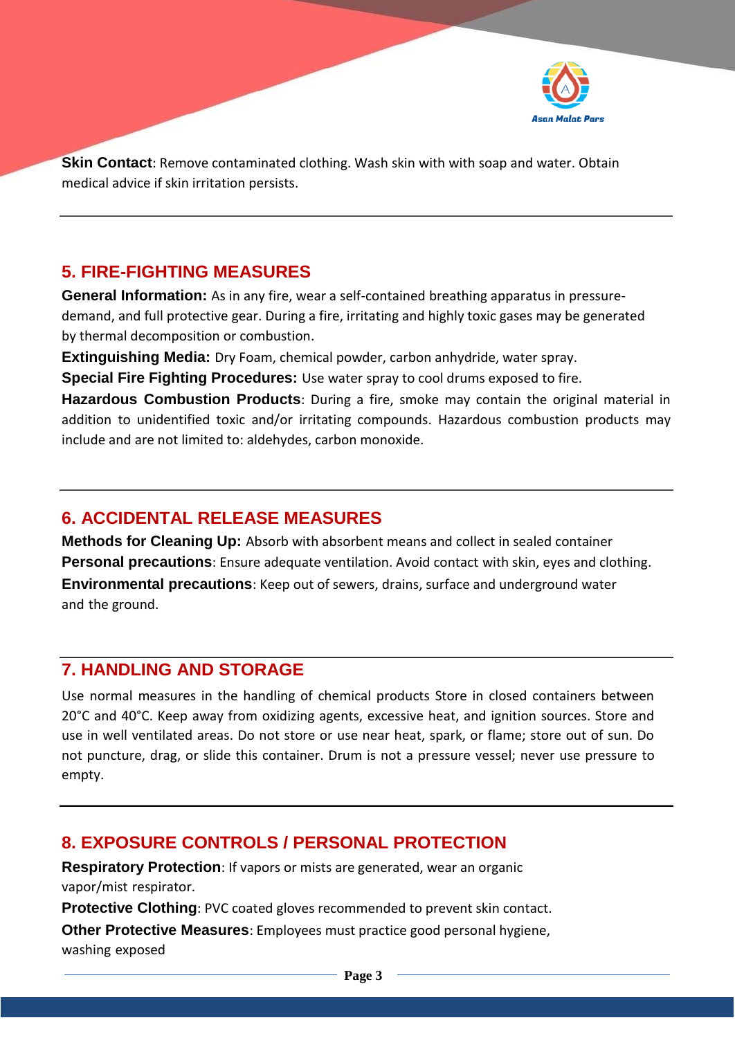**Skin Contact**: Remove contaminated clothing. Wash skin with with soap and water. Obtain medical advice if skin irritation persists.

---

## 5. FIRE-FIGHTING MEASURES

**General Information:** As in any fire, wear a self-contained breathing apparatus in pressure-demand, and full protective gear. During a fire, irritating and highly toxic gases may be generated by thermal decomposition or combustion.

**Extinguishing Media:** Dry Foam, chemical powder, carbon anhydride, water spray.

**Special Fire Fighting Procedures:** Use water spray to cool drums exposed to fire.

**Hazardous Combustion Products**: During a fire, smoke may contain the original material in addition to unidentified toxic and/or irritating compounds. Hazardous combustion products may include and are not limited to: aldehydes, carbon monoxide.

---

## 6. ACCIDENTAL RELEASE MEASURES

**Methods for Cleaning Up:** Absorb with absorbent means and collect in sealed container

**Personal precautions**: Ensure adequate ventilation. Avoid contact with skin, eyes and clothing.

**Environmental precautions**: Keep out of sewers, drains, surface and underground water and the ground.

---

## 7. HANDLING AND STORAGE

Use normal measures in the handling of chemical products Store in closed containers between 20°C and 40°C. Keep away from oxidizing agents, excessive heat, and ignition sources. Store and use in well ventilated areas. Do not store or use near heat, spark, or flame; store out of sun. Do not puncture, drag, or slide this container. Drum is not a pressure vessel; never use pressure to empty.

---

## 8. EXPOSURE CONTROLS / PERSONAL PROTECTION

**Respiratory Protection**: If vapors or mists are generated, wear an organic vapor/mist respirator.

**Protective Clothing**: PVC coated gloves recommended to prevent skin contact.

**Other Protective Measures**: Employees must practice good personal hygiene, washing exposed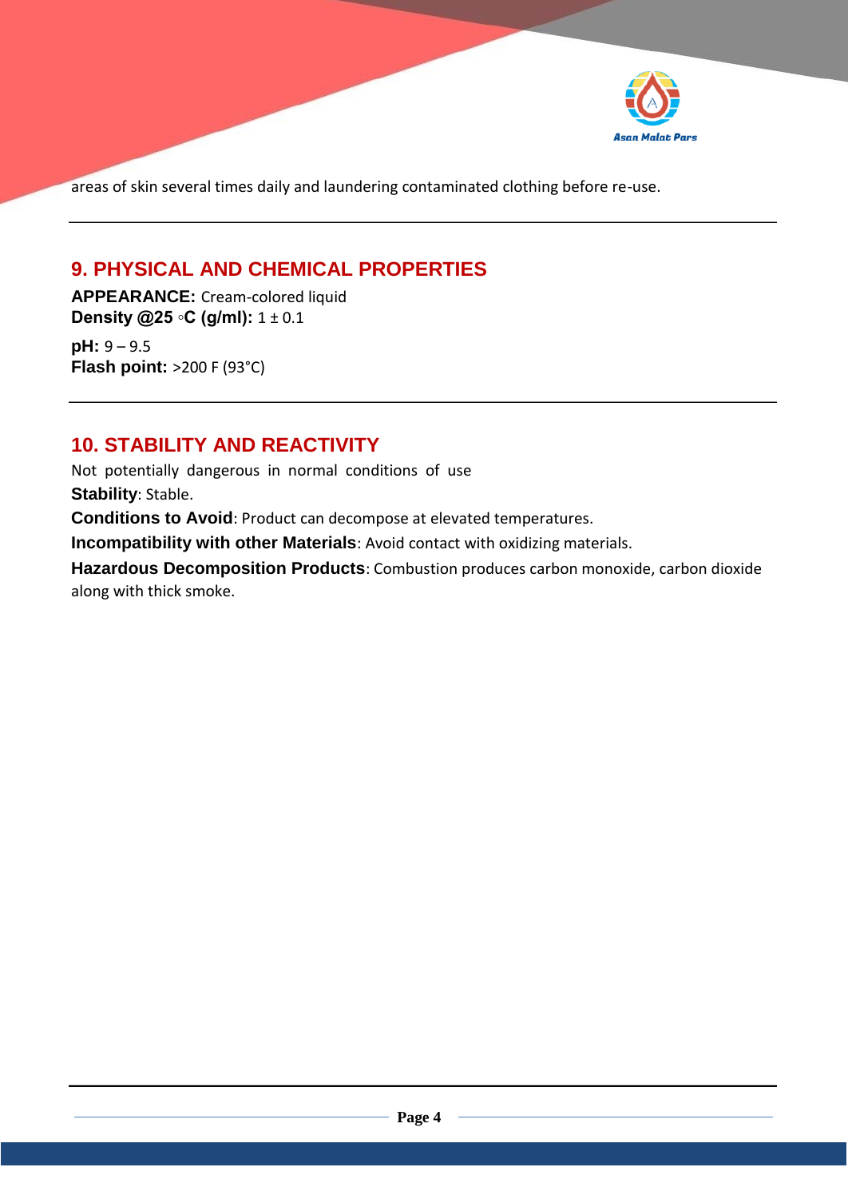areas of skin several times daily and laundering contaminated clothing before re-use.

---

## 9. PHYSICAL AND CHEMICAL PROPERTIES

**APPEARANCE:** Cream-colored liquid
**Density @25 ◦C (g/ml):** 1 ± 0.1

**pH:** 9 – 9.5
**Flash point:** >200 F (93°C)

---

## 10. STABILITY AND REACTIVITY

Not potentially dangerous in normal conditions of use
**Stability**: Stable.
**Conditions to Avoid**: Product can decompose at elevated temperatures.
**Incompatibility with other Materials**: Avoid contact with oxidizing materials.
**Hazardous Decomposition Products**: Combustion produces carbon monoxide, carbon dioxide along with thick smoke.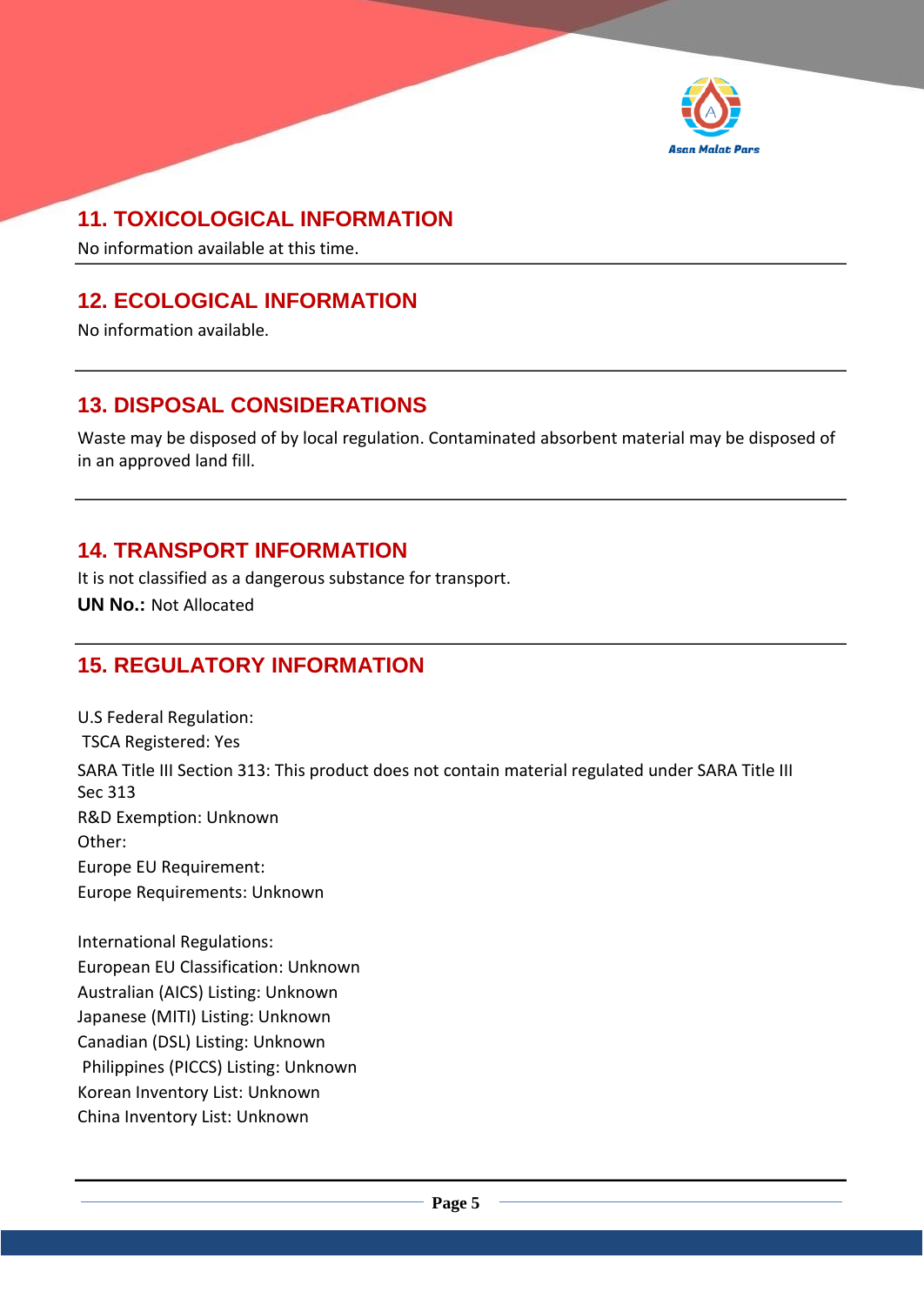## 11. TOXICOLOGICAL INFORMATION

No information available at this time.

## 12. ECOLOGICAL INFORMATION

No information available.

## 13. DISPOSAL CONSIDERATIONS

Waste may be disposed of by local regulation. Contaminated absorbent material may be disposed of in an approved land fill.

## 14. TRANSPORT INFORMATION

It is not classified as a dangerous substance for transport.

**UN No.:** Not Allocated

## 15. REGULATORY INFORMATION

U.S Federal Regulation:

TSCA Registered: Yes

SARA Title III Section 313: This product does not contain material regulated under SARA Title III Sec 313

R&D Exemption: Unknown

Other:

Europe EU Requirement:

Europe Requirements: Unknown

International Regulations:

European EU Classification: Unknown

Australian (AICS) Listing: Unknown

Japanese (MITI) Listing: Unknown

Canadian (DSL) Listing: Unknown

Philippines (PICCS) Listing: Unknown

Korean Inventory List: Unknown

China Inventory List: Unknown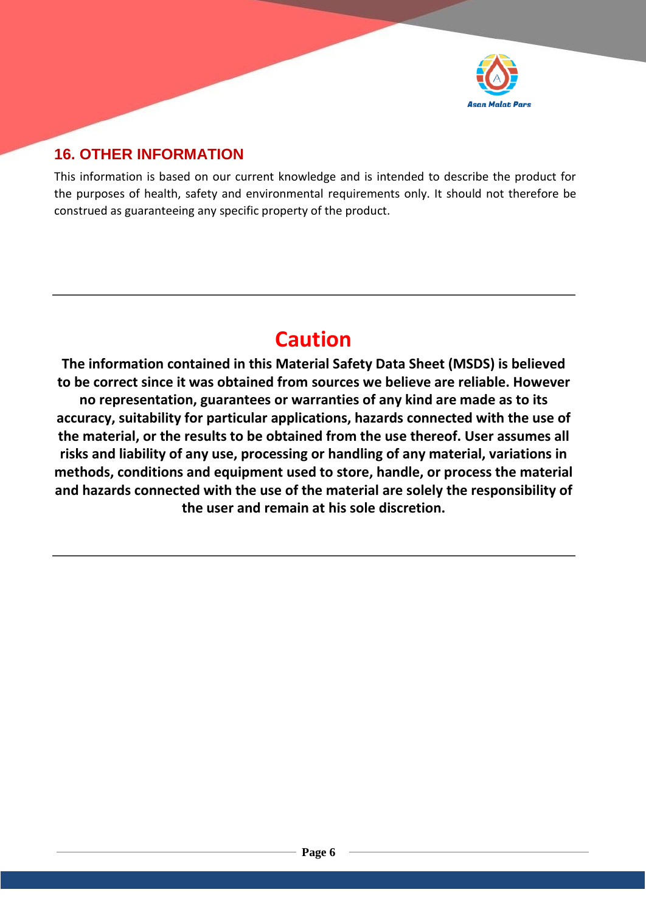## 16. OTHER INFORMATION

This information is based on our current knowledge and is intended to describe the product for the purposes of health, safety and environmental requirements only. It should not therefore be construed as guaranteeing any specific property of the product.

---

## Caution

**The information contained in this Material Safety Data Sheet (MSDS) is believed to be correct since it was obtained from sources we believe are reliable. However no representation, guarantees or warranties of any kind are made as to its accuracy, suitability for particular applications, hazards connected with the use of the material, or the results to be obtained from the use thereof. User assumes all risks and liability of any use, processing or handling of any material, variations in methods, conditions and equipment used to store, handle, or process the material and hazards connected with the use of the material are solely the responsibility of the user and remain at his sole discretion.**

---